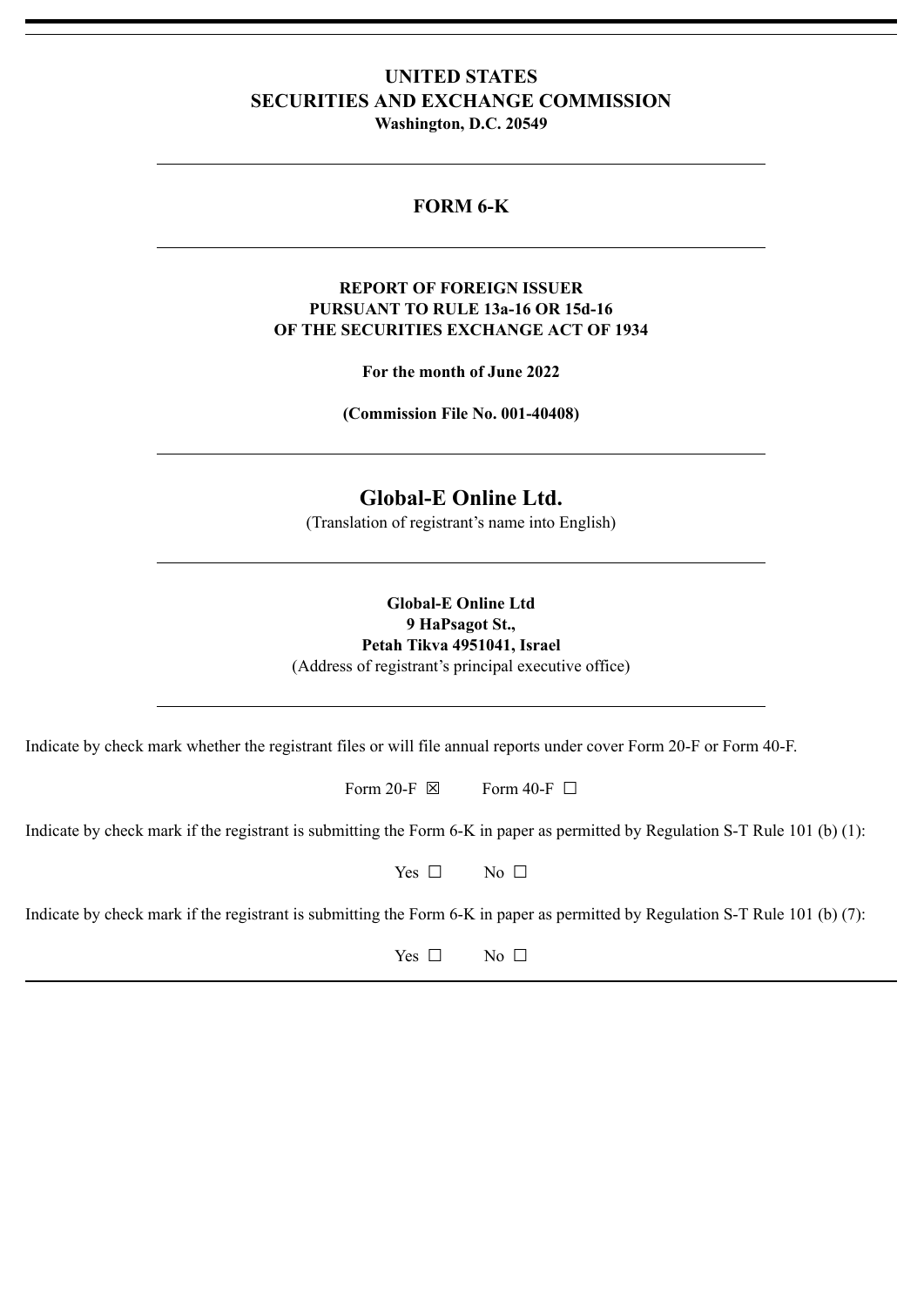# UNITED STATES
# SECURITIES AND EXCHANGE COMMISSION

**Washington, D.C. 20549**

---

## FORM 6-K

---

**REPORT OF FOREIGN ISSUER**
**PURSUANT TO RULE 13a-16 OR 15d-16**
**OF THE SECURITIES EXCHANGE ACT OF 1934**

**For the month of June 2022**

**(Commission File No. 001-40408)**

---

## Global-E Online Ltd.

(Translation of registrant's name into English)

---

**Global-E Online Ltd**
**9 HaPsagot St.,**
**Petah Tikva 4951041, Israel**
(Address of registrant's principal executive office)

---

Indicate by check mark whether the registrant files or will file annual reports under cover Form 20-F or Form 40-F.

Form 20-F ☒ Form 40-F ☐

Indicate by check mark if the registrant is submitting the Form 6-K in paper as permitted by Regulation S-T Rule 101 (b) (1):

Yes ☐ No ☐

Indicate by check mark if the registrant is submitting the Form 6-K in paper as permitted by Regulation S-T Rule 101 (b) (7):

Yes ☐ No ☐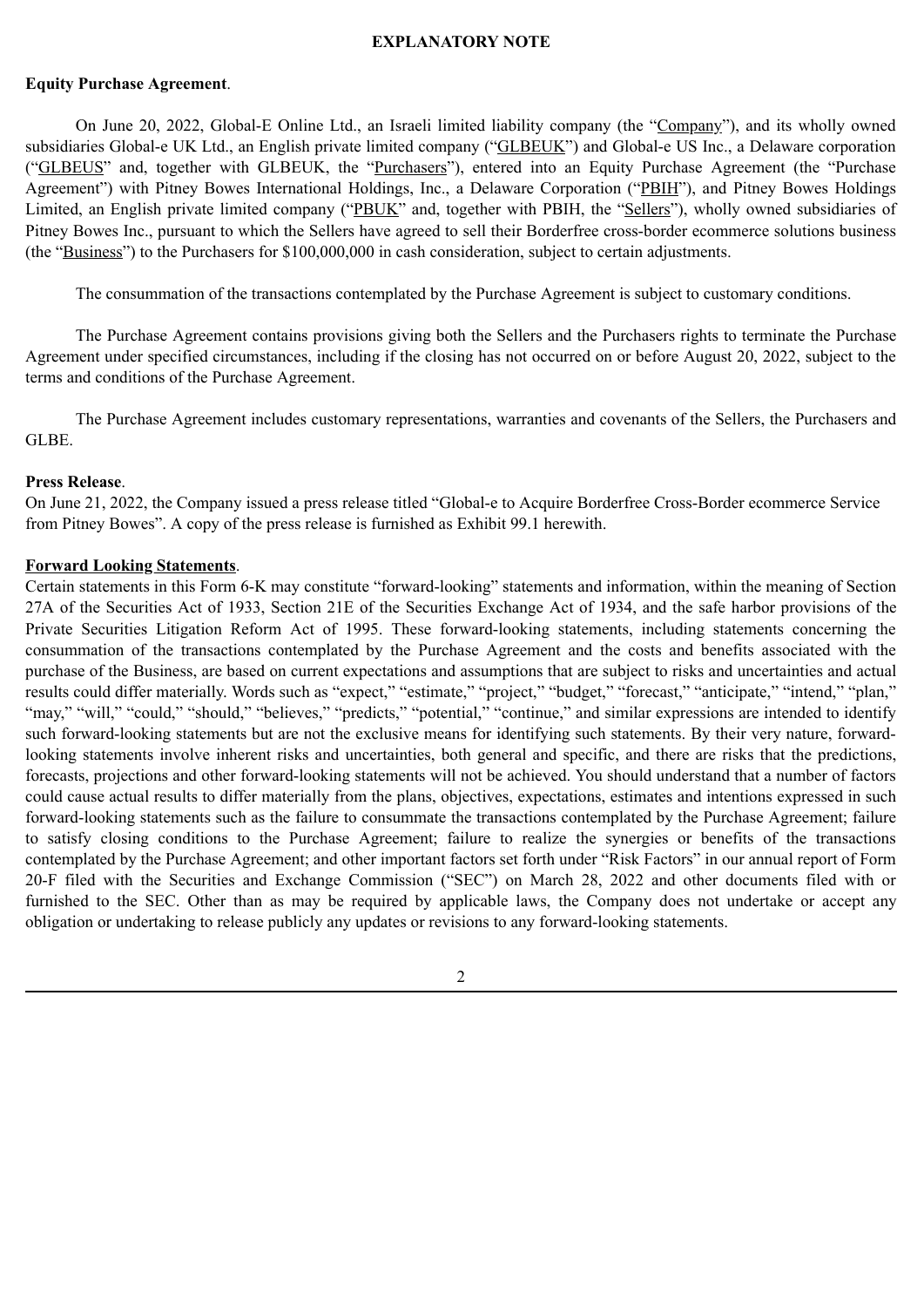# EXPLANATORY NOTE

**Equity Purchase Agreement**.

On June 20, 2022, Global-E Online Ltd., an Israeli limited liability company (the "Company"), and its wholly owned subsidiaries Global-e UK Ltd., an English private limited company ("GLBEUK") and Global-e US Inc., a Delaware corporation ("GLBEUS" and, together with GLBEUK, the "Purchasers"), entered into an Equity Purchase Agreement (the "Purchase Agreement") with Pitney Bowes International Holdings, Inc., a Delaware Corporation ("PBIH"), and Pitney Bowes Holdings Limited, an English private limited company ("PBUK" and, together with PBIH, the "Sellers"), wholly owned subsidiaries of Pitney Bowes Inc., pursuant to which the Sellers have agreed to sell their Borderfree cross-border ecommerce solutions business (the "Business") to the Purchasers for $100,000,000 in cash consideration, subject to certain adjustments.

The consummation of the transactions contemplated by the Purchase Agreement is subject to customary conditions.

The Purchase Agreement contains provisions giving both the Sellers and the Purchasers rights to terminate the Purchase Agreement under specified circumstances, including if the closing has not occurred on or before August 20, 2022, subject to the terms and conditions of the Purchase Agreement.

The Purchase Agreement includes customary representations, warranties and covenants of the Sellers, the Purchasers and GLBE.

**Press Release**.

On June 21, 2022, the Company issued a press release titled "Global-e to Acquire Borderfree Cross-Border ecommerce Service from Pitney Bowes". A copy of the press release is furnished as Exhibit 99.1 herewith.

**Forward Looking Statements**.

Certain statements in this Form 6-K may constitute "forward-looking" statements and information, within the meaning of Section 27A of the Securities Act of 1933, Section 21E of the Securities Exchange Act of 1934, and the safe harbor provisions of the Private Securities Litigation Reform Act of 1995. These forward-looking statements, including statements concerning the consummation of the transactions contemplated by the Purchase Agreement and the costs and benefits associated with the purchase of the Business, are based on current expectations and assumptions that are subject to risks and uncertainties and actual results could differ materially. Words such as "expect," "estimate," "project," "budget," "forecast," "anticipate," "intend," "plan," "may," "will," "could," "should," "believes," "predicts," "potential," "continue," and similar expressions are intended to identify such forward-looking statements but are not the exclusive means for identifying such statements. By their very nature, forward-looking statements involve inherent risks and uncertainties, both general and specific, and there are risks that the predictions, forecasts, projections and other forward-looking statements will not be achieved. You should understand that a number of factors could cause actual results to differ materially from the plans, objectives, expectations, estimates and intentions expressed in such forward-looking statements such as the failure to consummate the transactions contemplated by the Purchase Agreement; failure to satisfy closing conditions to the Purchase Agreement; failure to realize the synergies or benefits of the transactions contemplated by the Purchase Agreement; and other important factors set forth under "Risk Factors" in our annual report of Form 20-F filed with the Securities and Exchange Commission ("SEC") on March 28, 2022 and other documents filed with or furnished to the SEC. Other than as may be required by applicable laws, the Company does not undertake or accept any obligation or undertaking to release publicly any updates or revisions to any forward-looking statements.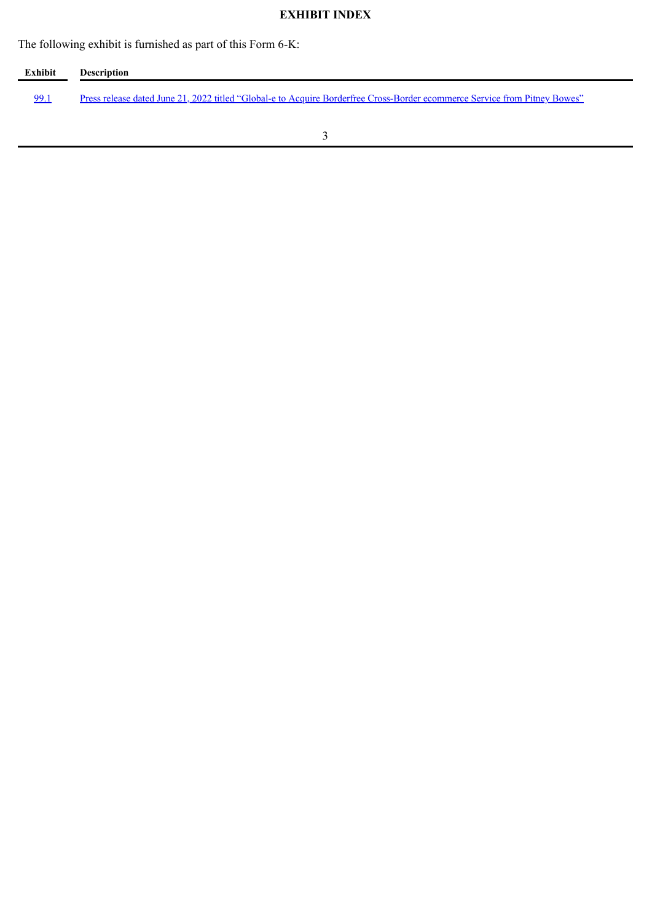# EXHIBIT INDEX

The following exhibit is furnished as part of this Form 6-K:

| Exhibit | Description |
| --- | --- |
| 99.1 | Press release dated June 21, 2022 titled "Global-e to Acquire Borderfree Cross-Border ecommerce Service from Pitney Bowes" |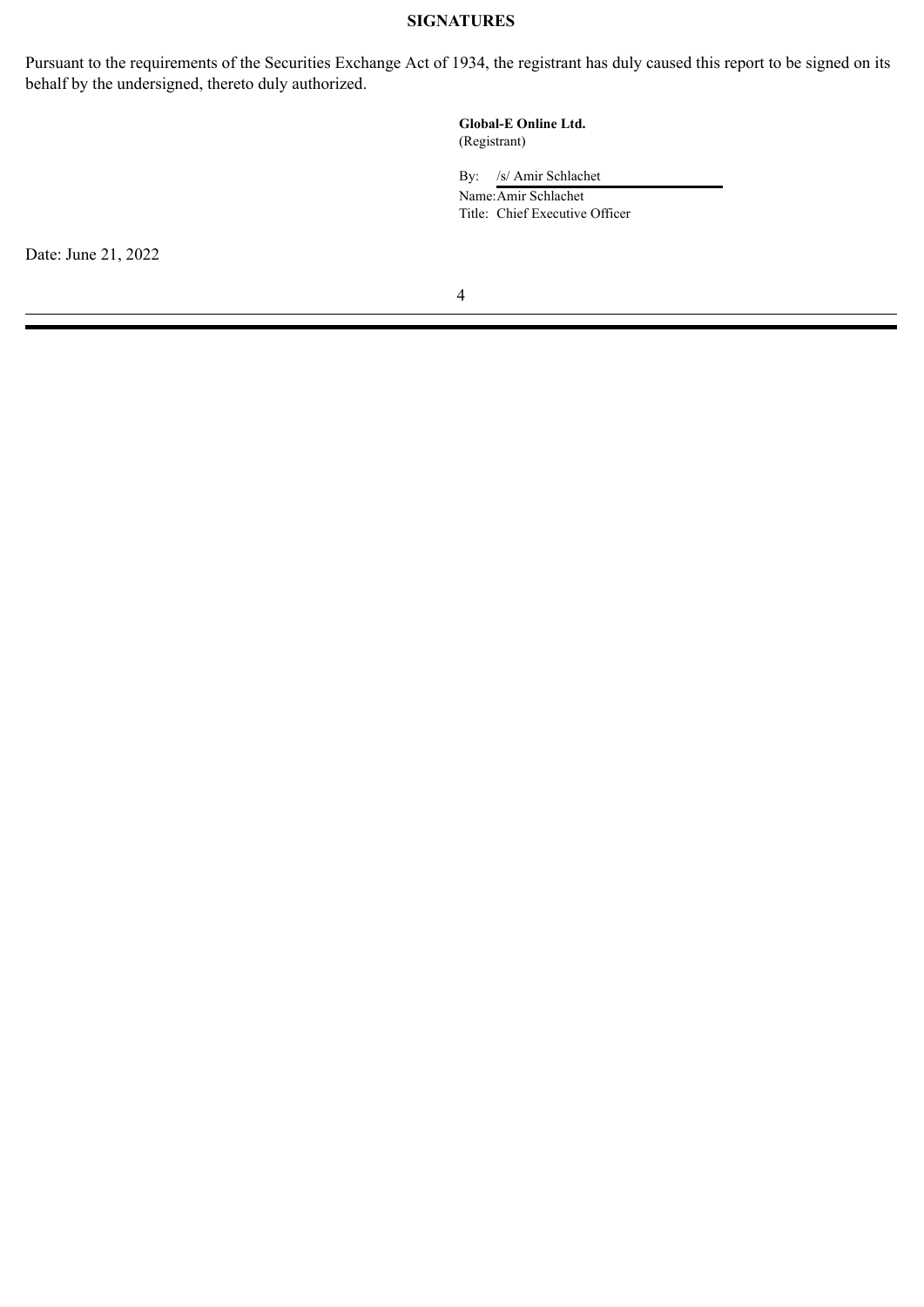**SIGNATURES**

Pursuant to the requirements of the Securities Exchange Act of 1934, the registrant has duly caused this report to be signed on its behalf by the undersigned, thereto duly authorized.

**Global-E Online Ltd.**
(Registrant)

By: /s/ Amir Schlachet
Name: Amir Schlachet
Title: Chief Executive Officer

Date: June 21, 2022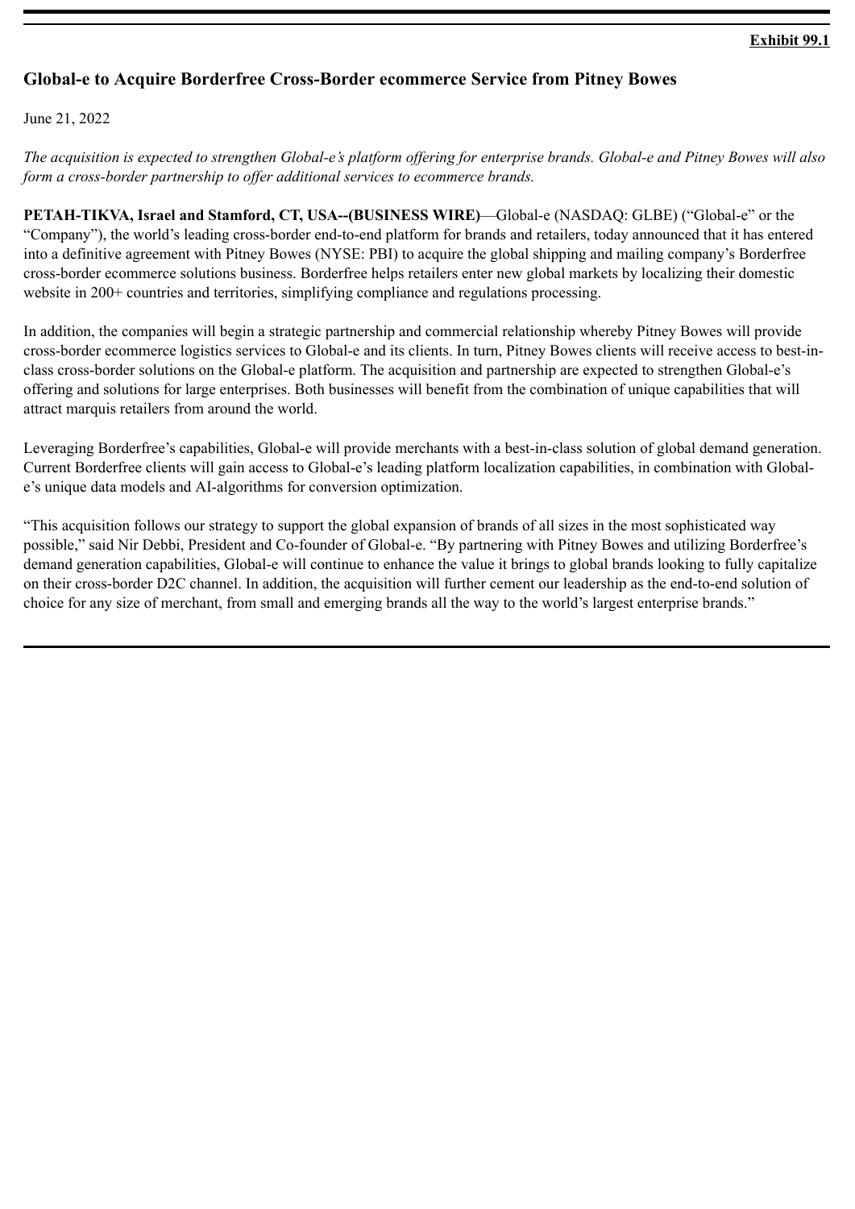**Exhibit 99.1**

## Global-e to Acquire Borderfree Cross-Border ecommerce Service from Pitney Bowes

June 21, 2022

*The acquisition is expected to strengthen Global-e's platform offering for enterprise brands. Global-e and Pitney Bowes will also form a cross-border partnership to offer additional services to ecommerce brands.*

**PETAH-TIKVA, Israel and Stamford, CT, USA--(BUSINESS WIRE)**—Global-e (NASDAQ: GLBE) ("Global-e" or the "Company"), the world's leading cross-border end-to-end platform for brands and retailers, today announced that it has entered into a definitive agreement with Pitney Bowes (NYSE: PBI) to acquire the global shipping and mailing company's Borderfree cross-border ecommerce solutions business. Borderfree helps retailers enter new global markets by localizing their domestic website in 200+ countries and territories, simplifying compliance and regulations processing.

In addition, the companies will begin a strategic partnership and commercial relationship whereby Pitney Bowes will provide cross-border ecommerce logistics services to Global-e and its clients. In turn, Pitney Bowes clients will receive access to best-in-class cross-border solutions on the Global-e platform. The acquisition and partnership are expected to strengthen Global-e's offering and solutions for large enterprises. Both businesses will benefit from the combination of unique capabilities that will attract marquis retailers from around the world.

Leveraging Borderfree's capabilities, Global-e will provide merchants with a best-in-class solution of global demand generation. Current Borderfree clients will gain access to Global-e's leading platform localization capabilities, in combination with Global-e's unique data models and AI-algorithms for conversion optimization.

"This acquisition follows our strategy to support the global expansion of brands of all sizes in the most sophisticated way possible," said Nir Debbi, President and Co-founder of Global-e. "By partnering with Pitney Bowes and utilizing Borderfree's demand generation capabilities, Global-e will continue to enhance the value it brings to global brands looking to fully capitalize on their cross-border D2C channel. In addition, the acquisition will further cement our leadership as the end-to-end solution of choice for any size of merchant, from small and emerging brands all the way to the world's largest enterprise brands."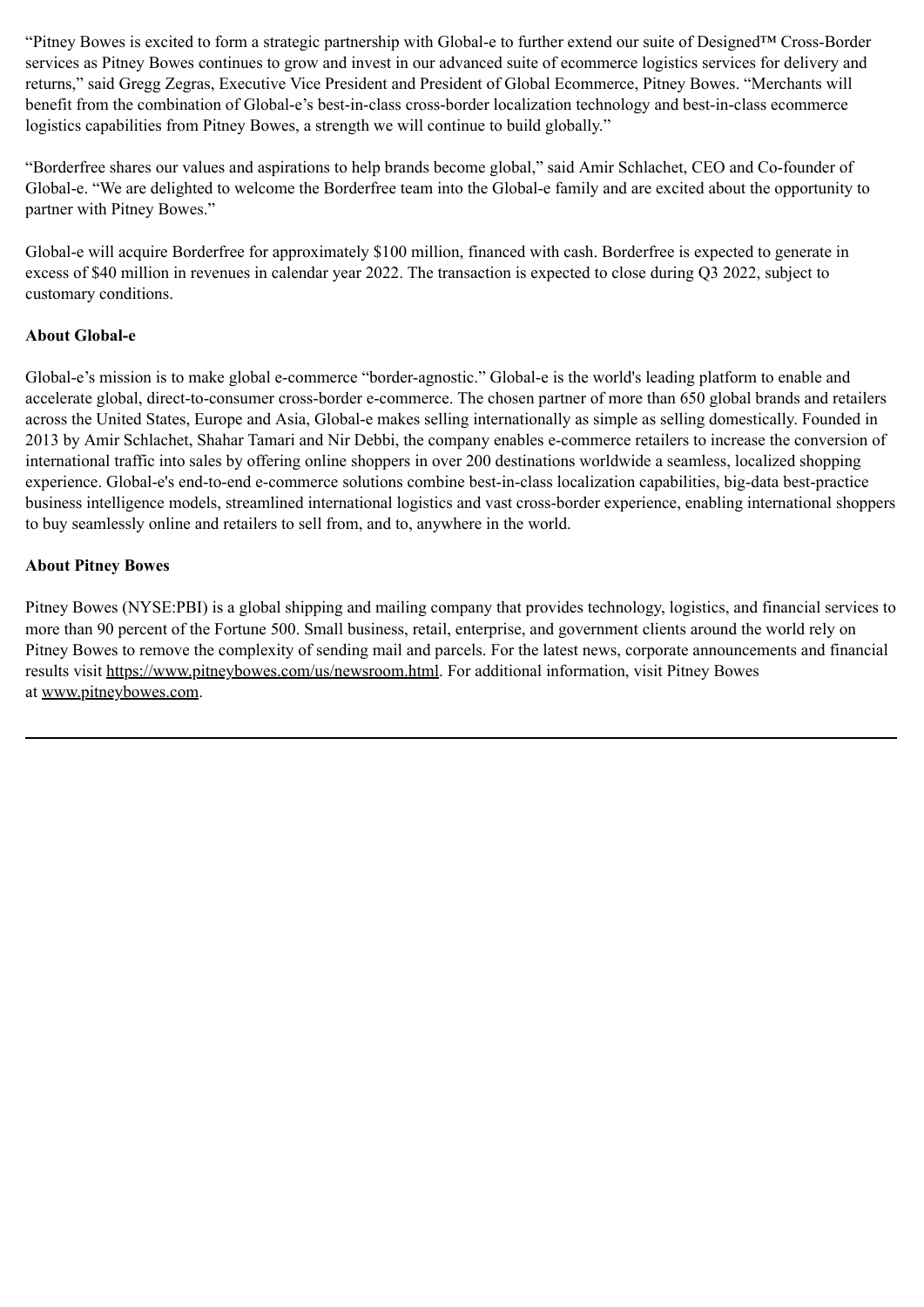“Pitney Bowes is excited to form a strategic partnership with Global-e to further extend our suite of Designed™ Cross-Border services as Pitney Bowes continues to grow and invest in our advanced suite of ecommerce logistics services for delivery and returns,” said Gregg Zegras, Executive Vice President and President of Global Ecommerce, Pitney Bowes. “Merchants will benefit from the combination of Global-e’s best-in-class cross-border localization technology and best-in-class ecommerce logistics capabilities from Pitney Bowes, a strength we will continue to build globally.”

“Borderfree shares our values and aspirations to help brands become global,” said Amir Schlachet, CEO and Co-founder of Global-e. “We are delighted to welcome the Borderfree team into the Global-e family and are excited about the opportunity to partner with Pitney Bowes.”

Global-e will acquire Borderfree for approximately $100 million, financed with cash. Borderfree is expected to generate in excess of $40 million in revenues in calendar year 2022. The transaction is expected to close during Q3 2022, subject to customary conditions.

**About Global-e**

Global-e’s mission is to make global e-commerce “border-agnostic.” Global-e is the world's leading platform to enable and accelerate global, direct-to-consumer cross-border e-commerce. The chosen partner of more than 650 global brands and retailers across the United States, Europe and Asia, Global-e makes selling internationally as simple as selling domestically. Founded in 2013 by Amir Schlachet, Shahar Tamari and Nir Debbi, the company enables e-commerce retailers to increase the conversion of international traffic into sales by offering online shoppers in over 200 destinations worldwide a seamless, localized shopping experience. Global-e's end-to-end e-commerce solutions combine best-in-class localization capabilities, big-data best-practice business intelligence models, streamlined international logistics and vast cross-border experience, enabling international shoppers to buy seamlessly online and retailers to sell from, and to, anywhere in the world.

**About Pitney Bowes**

Pitney Bowes (NYSE:PBI) is a global shipping and mailing company that provides technology, logistics, and financial services to more than 90 percent of the Fortune 500. Small business, retail, enterprise, and government clients around the world rely on Pitney Bowes to remove the complexity of sending mail and parcels. For the latest news, corporate announcements and financial results visit https://www.pitneybowes.com/us/newsroom.html. For additional information, visit Pitney Bowes at www.pitneybowes.com.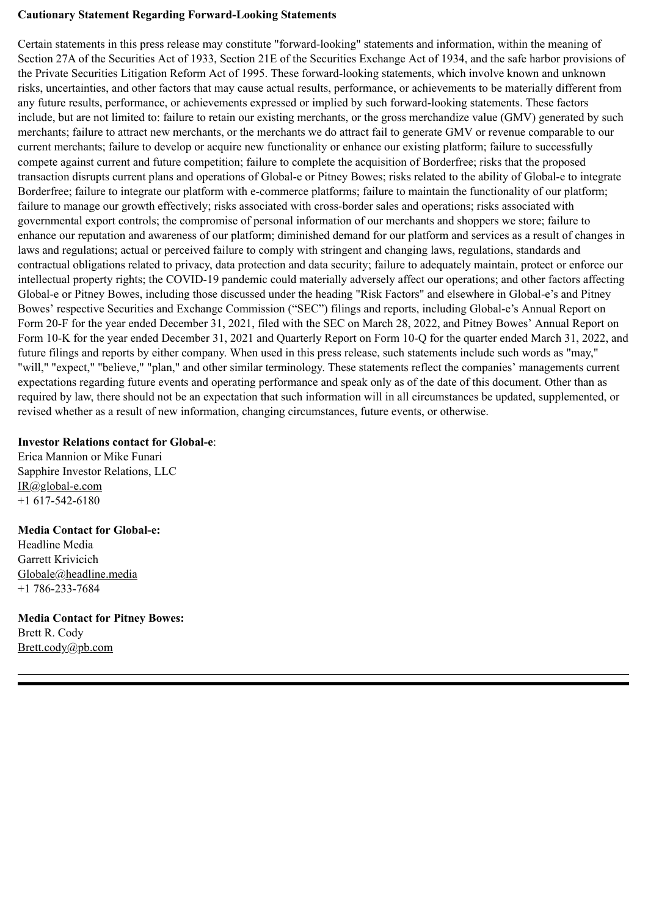**Cautionary Statement Regarding Forward-Looking Statements**

Certain statements in this press release may constitute "forward-looking" statements and information, within the meaning of Section 27A of the Securities Act of 1933, Section 21E of the Securities Exchange Act of 1934, and the safe harbor provisions of the Private Securities Litigation Reform Act of 1995. These forward-looking statements, which involve known and unknown risks, uncertainties, and other factors that may cause actual results, performance, or achievements to be materially different from any future results, performance, or achievements expressed or implied by such forward-looking statements. These factors include, but are not limited to: failure to retain our existing merchants, or the gross merchandize value (GMV) generated by such merchants; failure to attract new merchants, or the merchants we do attract fail to generate GMV or revenue comparable to our current merchants; failure to develop or acquire new functionality or enhance our existing platform; failure to successfully compete against current and future competition; failure to complete the acquisition of Borderfree; risks that the proposed transaction disrupts current plans and operations of Global-e or Pitney Bowes; risks related to the ability of Global-e to integrate Borderfree; failure to integrate our platform with e-commerce platforms; failure to maintain the functionality of our platform; failure to manage our growth effectively; risks associated with cross-border sales and operations; risks associated with governmental export controls; the compromise of personal information of our merchants and shoppers we store; failure to enhance our reputation and awareness of our platform; diminished demand for our platform and services as a result of changes in laws and regulations; actual or perceived failure to comply with stringent and changing laws, regulations, standards and contractual obligations related to privacy, data protection and data security; failure to adequately maintain, protect or enforce our intellectual property rights; the COVID-19 pandemic could materially adversely affect our operations; and other factors affecting Global-e or Pitney Bowes, including those discussed under the heading "Risk Factors" and elsewhere in Global-e's and Pitney Bowes' respective Securities and Exchange Commission ("SEC") filings and reports, including Global-e's Annual Report on Form 20-F for the year ended December 31, 2021, filed with the SEC on March 28, 2022, and Pitney Bowes' Annual Report on Form 10-K for the year ended December 31, 2021 and Quarterly Report on Form 10-Q for the quarter ended March 31, 2022, and future filings and reports by either company. When used in this press release, such statements include such words as "may," "will," "expect," "believe," "plan," and other similar terminology. These statements reflect the companies' managements current expectations regarding future events and operating performance and speak only as of the date of this document. Other than as required by law, there should not be an expectation that such information will in all circumstances be updated, supplemented, or revised whether as a result of new information, changing circumstances, future events, or otherwise.

**Investor Relations contact for Global-e**:
Erica Mannion or Mike Funari
Sapphire Investor Relations, LLC
IR@global-e.com
+1 617-542-6180

**Media Contact for Global-e:**
Headline Media
Garrett Krivicich
Globale@headline.media
+1 786-233-7684

**Media Contact for Pitney Bowes:**
Brett R. Cody
Brett.cody@pb.com